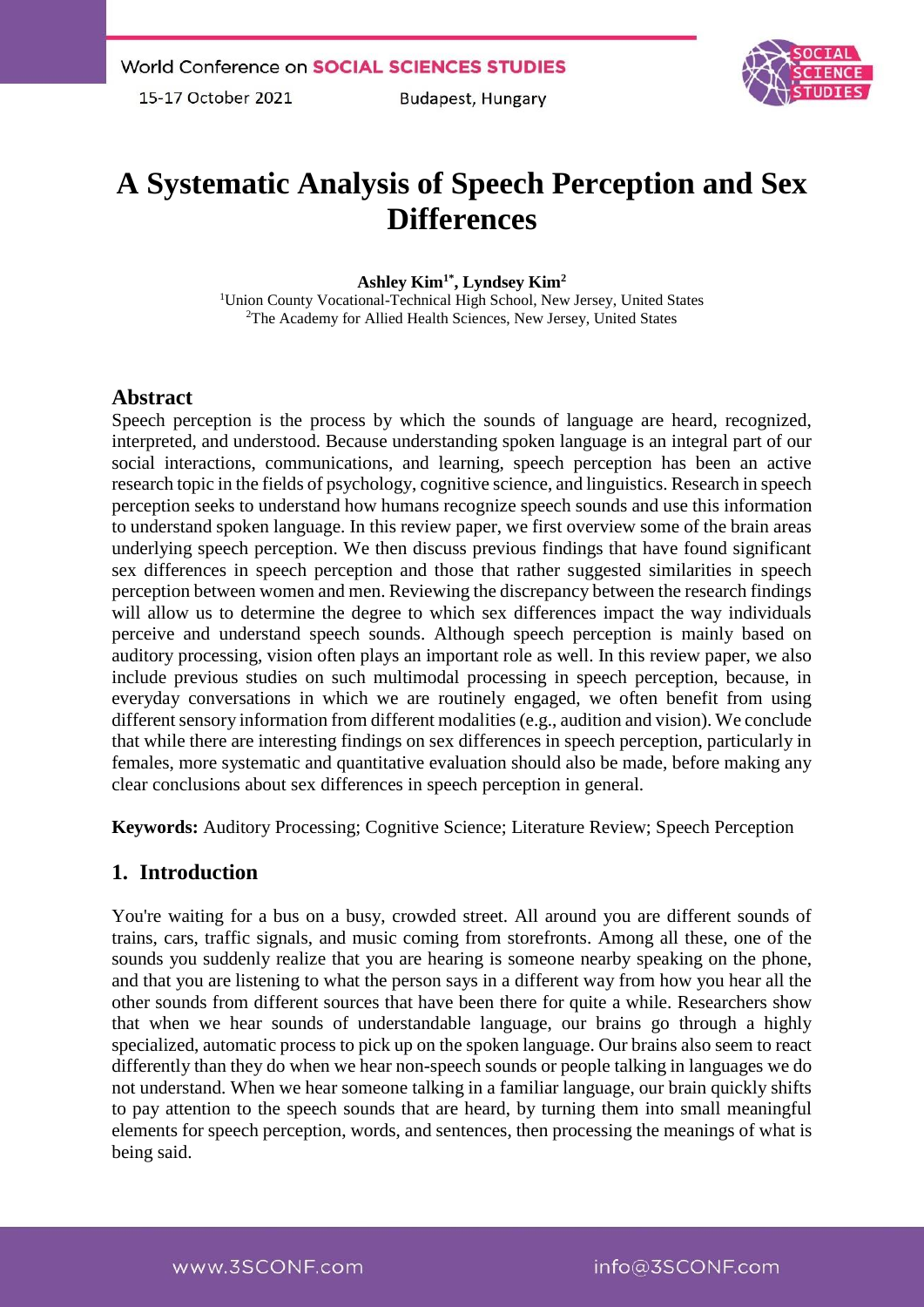# A Systematic Analysis of Speech Perception and Sex Differences

**Ashley Kim[1*], Lyndsey Kim[2]**

[1]Union County Vocational-Technical High School, New Jersey, United States
[2]The Academy for Allied Health Sciences, New Jersey, United States

## Abstract

Speech perception is the process by which the sounds of language are heard, recognized, interpreted, and understood. Because understanding spoken language is an integral part of our social interactions, communications, and learning, speech perception has been an active research topic in the fields of psychology, cognitive science, and linguistics. Research in speech perception seeks to understand how humans recognize speech sounds and use this information to understand spoken language. In this review paper, we first overview some of the brain areas underlying speech perception. We then discuss previous findings that have found significant sex differences in speech perception and those that rather suggested similarities in speech perception between women and men. Reviewing the discrepancy between the research findings will allow us to determine the degree to which sex differences impact the way individuals perceive and understand speech sounds. Although speech perception is mainly based on auditory processing, vision often plays an important role as well. In this review paper, we also include previous studies on such multimodal processing in speech perception, because, in everyday conversations in which we are routinely engaged, we often benefit from using different sensory information from different modalities (e.g., audition and vision). We conclude that while there are interesting findings on sex differences in speech perception, particularly in females, more systematic and quantitative evaluation should also be made, before making any clear conclusions about sex differences in speech perception in general.

**Keywords:** Auditory Processing; Cognitive Science; Literature Review; Speech Perception

## 1. Introduction

You're waiting for a bus on a busy, crowded street. All around you are different sounds of trains, cars, traffic signals, and music coming from storefronts. Among all these, one of the sounds you suddenly realize that you are hearing is someone nearby speaking on the phone, and that you are listening to what the person says in a different way from how you hear all the other sounds from different sources that have been there for quite a while. Researchers show that when we hear sounds of understandable language, our brains go through a highly specialized, automatic process to pick up on the spoken language. Our brains also seem to react differently than they do when we hear non-speech sounds or people talking in languages we do not understand. When we hear someone talking in a familiar language, our brain quickly shifts to pay attention to the speech sounds that are heard, by turning them into small meaningful elements for speech perception, words, and sentences, then processing the meanings of what is being said.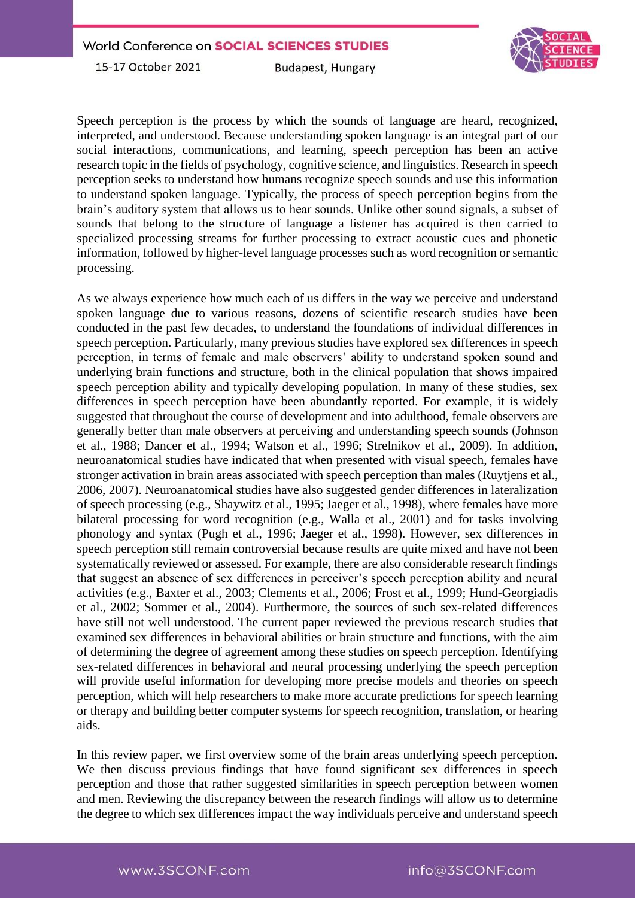Speech perception is the process by which the sounds of language are heard, recognized, interpreted, and understood. Because understanding spoken language is an integral part of our social interactions, communications, and learning, speech perception has been an active research topic in the fields of psychology, cognitive science, and linguistics. Research in speech perception seeks to understand how humans recognize speech sounds and use this information to understand spoken language. Typically, the process of speech perception begins from the brain's auditory system that allows us to hear sounds. Unlike other sound signals, a subset of sounds that belong to the structure of language a listener has acquired is then carried to specialized processing streams for further processing to extract acoustic cues and phonetic information, followed by higher-level language processes such as word recognition or semantic processing.

As we always experience how much each of us differs in the way we perceive and understand spoken language due to various reasons, dozens of scientific research studies have been conducted in the past few decades, to understand the foundations of individual differences in speech perception. Particularly, many previous studies have explored sex differences in speech perception, in terms of female and male observers' ability to understand spoken sound and underlying brain functions and structure, both in the clinical population that shows impaired speech perception ability and typically developing population. In many of these studies, sex differences in speech perception have been abundantly reported. For example, it is widely suggested that throughout the course of development and into adulthood, female observers are generally better than male observers at perceiving and understanding speech sounds (Johnson et al., 1988; Dancer et al., 1994; Watson et al., 1996; Strelnikov et al., 2009). In addition, neuroanatomical studies have indicated that when presented with visual speech, females have stronger activation in brain areas associated with speech perception than males (Ruytjens et al., 2006, 2007). Neuroanatomical studies have also suggested gender differences in lateralization of speech processing (e.g., Shaywitz et al., 1995; Jaeger et al., 1998), where females have more bilateral processing for word recognition (e.g., Walla et al., 2001) and for tasks involving phonology and syntax (Pugh et al., 1996; Jaeger et al., 1998). However, sex differences in speech perception still remain controversial because results are quite mixed and have not been systematically reviewed or assessed. For example, there are also considerable research findings that suggest an absence of sex differences in perceiver's speech perception ability and neural activities (e.g., Baxter et al., 2003; Clements et al., 2006; Frost et al., 1999; Hund-Georgiadis et al., 2002; Sommer et al., 2004). Furthermore, the sources of such sex-related differences have still not well understood. The current paper reviewed the previous research studies that examined sex differences in behavioral abilities or brain structure and functions, with the aim of determining the degree of agreement among these studies on speech perception. Identifying sex-related differences in behavioral and neural processing underlying the speech perception will provide useful information for developing more precise models and theories on speech perception, which will help researchers to make more accurate predictions for speech learning or therapy and building better computer systems for speech recognition, translation, or hearing aids.

In this review paper, we first overview some of the brain areas underlying speech perception. We then discuss previous findings that have found significant sex differences in speech perception and those that rather suggested similarities in speech perception between women and men. Reviewing the discrepancy between the research findings will allow us to determine the degree to which sex differences impact the way individuals perceive and understand speech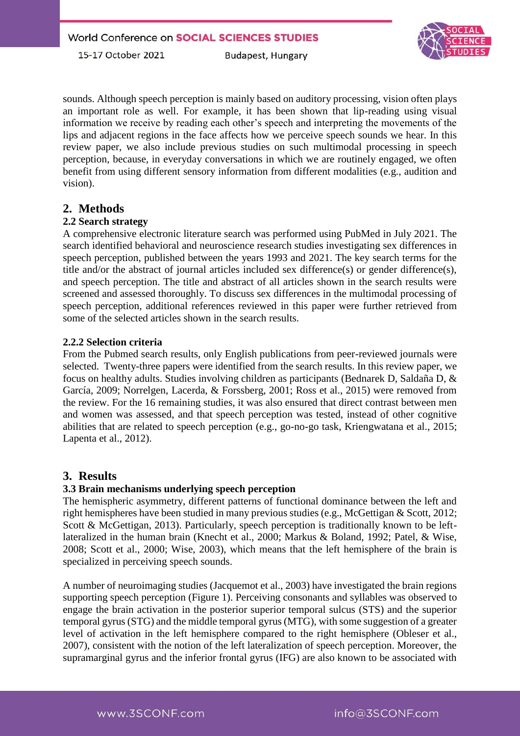sounds. Although speech perception is mainly based on auditory processing, vision often plays an important role as well. For example, it has been shown that lip-reading using visual information we receive by reading each other's speech and interpreting the movements of the lips and adjacent regions in the face affects how we perceive speech sounds we hear. In this review paper, we also include previous studies on such multimodal processing in speech perception, because, in everyday conversations in which we are routinely engaged, we often benefit from using different sensory information from different modalities (e.g., audition and vision).

## 2. Methods

### 2.2 Search strategy

A comprehensive electronic literature search was performed using PubMed in July 2021. The search identified behavioral and neuroscience research studies investigating sex differences in speech perception, published between the years 1993 and 2021. The key search terms for the title and/or the abstract of journal articles included sex difference(s) or gender difference(s), and speech perception. The title and abstract of all articles shown in the search results were screened and assessed thoroughly. To discuss sex differences in the multimodal processing of speech perception, additional references reviewed in this paper were further retrieved from some of the selected articles shown in the search results.

### 2.2.2 Selection criteria

From the Pubmed search results, only English publications from peer-reviewed journals were selected. Twenty-three papers were identified from the search results. In this review paper, we focus on healthy adults. Studies involving children as participants (Bednarek D, Saldaña D, & García, 2009; Norrelgen, Lacerda, & Forssberg, 2001; Ross et al., 2015) were removed from the review. For the 16 remaining studies, it was also ensured that direct contrast between men and women was assessed, and that speech perception was tested, instead of other cognitive abilities that are related to speech perception (e.g., go-no-go task, Kriengwatana et al., 2015; Lapenta et al., 2012).

## 3. Results

### 3.3 Brain mechanisms underlying speech perception

The hemispheric asymmetry, different patterns of functional dominance between the left and right hemispheres have been studied in many previous studies (e.g., McGettigan & Scott, 2012; Scott & McGettigan, 2013). Particularly, speech perception is traditionally known to be left-lateralized in the human brain (Knecht et al., 2000; Markus & Boland, 1992; Patel, & Wise, 2008; Scott et al., 2000; Wise, 2003), which means that the left hemisphere of the brain is specialized in perceiving speech sounds.

A number of neuroimaging studies (Jacquemot et al., 2003) have investigated the brain regions supporting speech perception (Figure 1). Perceiving consonants and syllables was observed to engage the brain activation in the posterior superior temporal sulcus (STS) and the superior temporal gyrus (STG) and the middle temporal gyrus (MTG), with some suggestion of a greater level of activation in the left hemisphere compared to the right hemisphere (Obleser et al., 2007), consistent with the notion of the left lateralization of speech perception. Moreover, the supramarginal gyrus and the inferior frontal gyrus (IFG) are also known to be associated with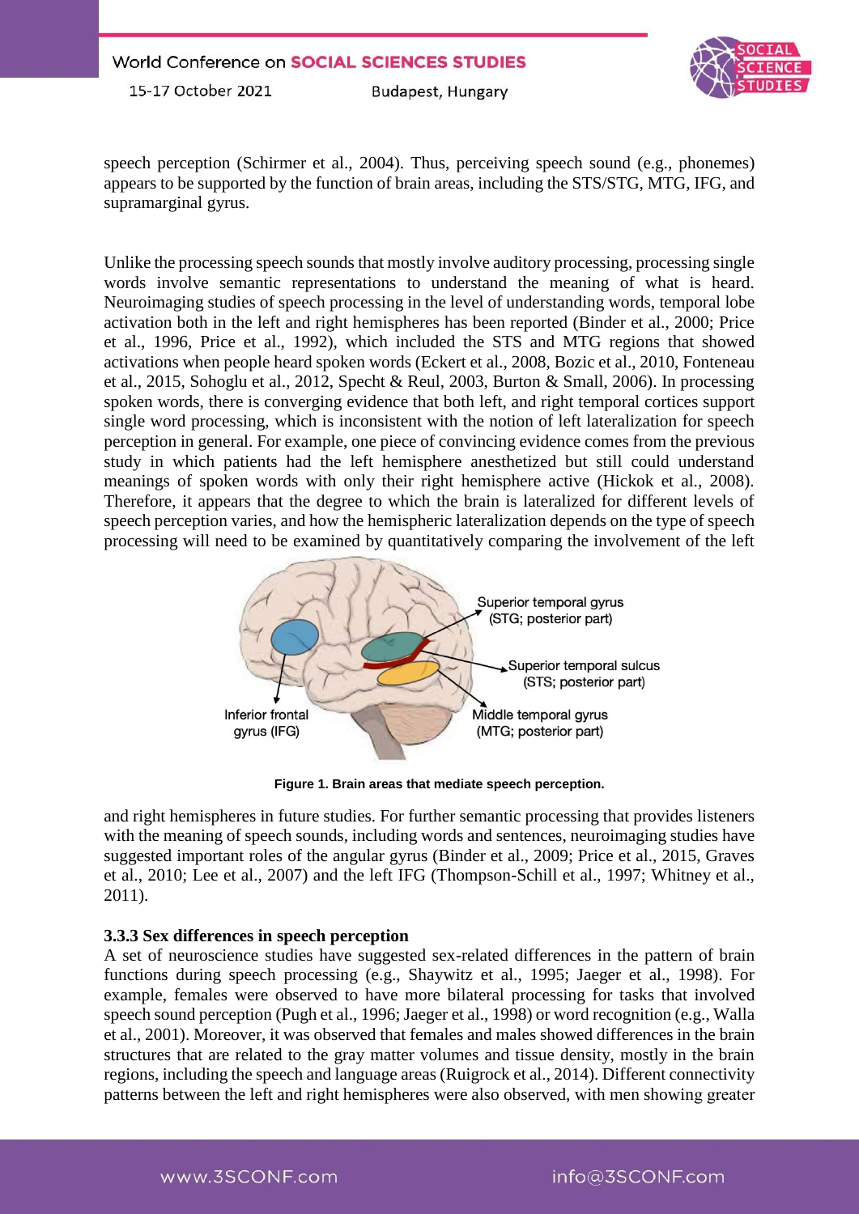speech perception (Schirmer et al., 2004). Thus, perceiving speech sound (e.g., phonemes) appears to be supported by the function of brain areas, including the STS/STG, MTG, IFG, and supramarginal gyrus.

Unlike the processing speech sounds that mostly involve auditory processing, processing single words involve semantic representations to understand the meaning of what is heard. Neuroimaging studies of speech processing in the level of understanding words, temporal lobe activation both in the left and right hemispheres has been reported (Binder et al., 2000; Price et al., 1996, Price et al., 1992), which included the STS and MTG regions that showed activations when people heard spoken words (Eckert et al., 2008, Bozic et al., 2010, Fonteneau et al., 2015, Sohoglu et al., 2012, Specht & Reul, 2003, Burton & Small, 2006). In processing spoken words, there is converging evidence that both left, and right temporal cortices support single word processing, which is inconsistent with the notion of left lateralization for speech perception in general. For example, one piece of convincing evidence comes from the previous study in which patients had the left hemisphere anesthetized but still could understand meanings of spoken words with only their right hemisphere active (Hickok et al., 2008). Therefore, it appears that the degree to which the brain is lateralized for different levels of speech perception varies, and how the hemispheric lateralization depends on the type of speech processing will need to be examined by quantitatively comparing the involvement of the left and right hemispheres in future studies. For further semantic processing that provides listeners with the meaning of speech sounds, including words and sentences, neuroimaging studies have suggested important roles of the angular gyrus (Binder et al., 2009; Price et al., 2015, Graves et al., 2010; Lee et al., 2007) and the left IFG (Thompson-Schill et al., 1997; Whitney et al., 2011).

Superior temporal gyrus (STG; posterior part)

Superior temporal sulcus (STS; posterior part)

Inferior frontal gyrus (IFG)

Middle temporal gyrus (MTG; posterior part)

**Figure 1. Brain areas that mediate speech perception.**

### 3.3.3 Sex differences in speech perception

A set of neuroscience studies have suggested sex-related differences in the pattern of brain functions during speech processing (e.g., Shaywitz et al., 1995; Jaeger et al., 1998). For example, females were observed to have more bilateral processing for tasks that involved speech sound perception (Pugh et al., 1996; Jaeger et al., 1998) or word recognition (e.g., Walla et al., 2001). Moreover, it was observed that females and males showed differences in the brain structures that are related to the gray matter volumes and tissue density, mostly in the brain regions, including the speech and language areas (Ruigrock et al., 2014). Different connectivity patterns between the left and right hemispheres were also observed, with men showing greater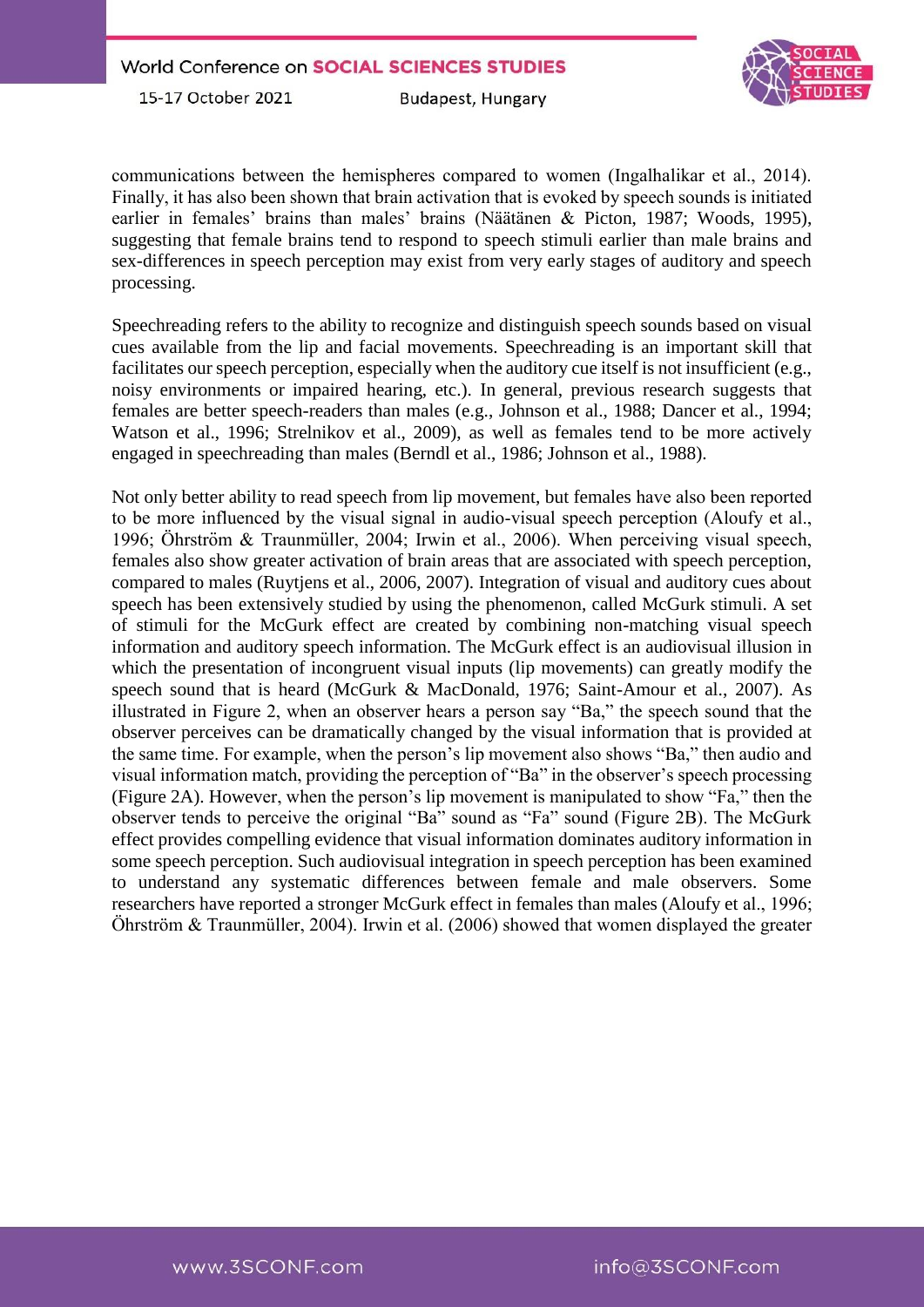communications between the hemispheres compared to women (Ingalhalikar et al., 2014). Finally, it has also been shown that brain activation that is evoked by speech sounds is initiated earlier in females' brains than males' brains (Näätänen & Picton, 1987; Woods, 1995), suggesting that female brains tend to respond to speech stimuli earlier than male brains and sex-differences in speech perception may exist from very early stages of auditory and speech processing.

Speechreading refers to the ability to recognize and distinguish speech sounds based on visual cues available from the lip and facial movements. Speechreading is an important skill that facilitates our speech perception, especially when the auditory cue itself is not insufficient (e.g., noisy environments or impaired hearing, etc.). In general, previous research suggests that females are better speech-readers than males (e.g., Johnson et al., 1988; Dancer et al., 1994; Watson et al., 1996; Strelnikov et al., 2009), as well as females tend to be more actively engaged in speechreading than males (Berndl et al., 1986; Johnson et al., 1988).

Not only better ability to read speech from lip movement, but females have also been reported to be more influenced by the visual signal in audio-visual speech perception (Aloufy et al., 1996; Öhrström & Traunmüller, 2004; Irwin et al., 2006). When perceiving visual speech, females also show greater activation of brain areas that are associated with speech perception, compared to males (Ruytjens et al., 2006, 2007). Integration of visual and auditory cues about speech has been extensively studied by using the phenomenon, called McGurk stimuli. A set of stimuli for the McGurk effect are created by combining non-matching visual speech information and auditory speech information. The McGurk effect is an audiovisual illusion in which the presentation of incongruent visual inputs (lip movements) can greatly modify the speech sound that is heard (McGurk & MacDonald, 1976; Saint-Amour et al., 2007). As illustrated in Figure 2, when an observer hears a person say "Ba," the speech sound that the observer perceives can be dramatically changed by the visual information that is provided at the same time. For example, when the person's lip movement also shows "Ba," then audio and visual information match, providing the perception of "Ba" in the observer's speech processing (Figure 2A). However, when the person's lip movement is manipulated to show "Fa," then the observer tends to perceive the original "Ba" sound as "Fa" sound (Figure 2B). The McGurk effect provides compelling evidence that visual information dominates auditory information in some speech perception. Such audiovisual integration in speech perception has been examined to understand any systematic differences between female and male observers. Some researchers have reported a stronger McGurk effect in females than males (Aloufy et al., 1996; Öhrström & Traunmüller, 2004). Irwin et al. (2006) showed that women displayed the greater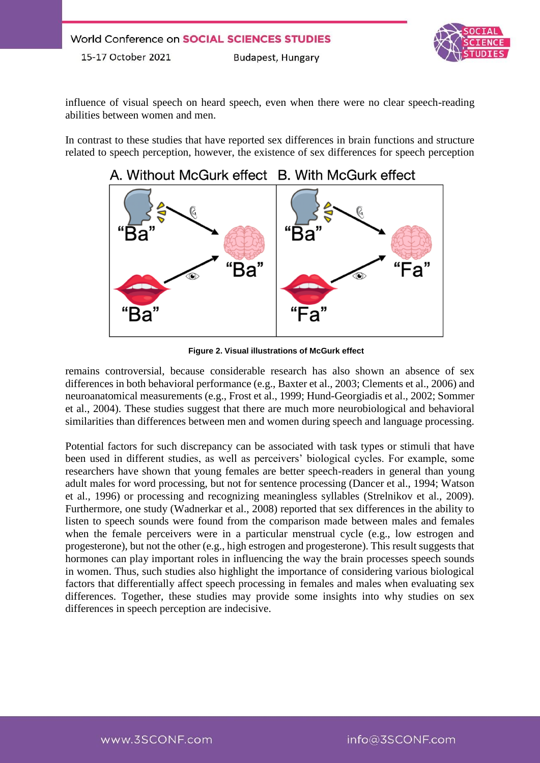influence of visual speech on heard speech, even when there were no clear speech-reading abilities between women and men.

In contrast to these studies that have reported sex differences in brain functions and structure related to speech perception, however, the existence of sex differences for speech perception

**Figure 2. Visual illustrations of McGurk effect**

remains controversial, because considerable research has also shown an absence of sex differences in both behavioral performance (e.g., Baxter et al., 2003; Clements et al., 2006) and neuroanatomical measurements (e.g., Frost et al., 1999; Hund-Georgiadis et al., 2002; Sommer et al., 2004). These studies suggest that there are much more neurobiological and behavioral similarities than differences between men and women during speech and language processing.

Potential factors for such discrepancy can be associated with task types or stimuli that have been used in different studies, as well as perceivers' biological cycles. For example, some researchers have shown that young females are better speech-readers in general than young adult males for word processing, but not for sentence processing (Dancer et al., 1994; Watson et al., 1996) or processing and recognizing meaningless syllables (Strelnikov et al., 2009). Furthermore, one study (Wadnerkar et al., 2008) reported that sex differences in the ability to listen to speech sounds were found from the comparison made between males and females when the female perceivers were in a particular menstrual cycle (e.g., low estrogen and progesterone), but not the other (e.g., high estrogen and progesterone). This result suggests that hormones can play important roles in influencing the way the brain processes speech sounds in women. Thus, such studies also highlight the importance of considering various biological factors that differentially affect speech processing in females and males when evaluating sex differences. Together, these studies may provide some insights into why studies on sex differences in speech perception are indecisive.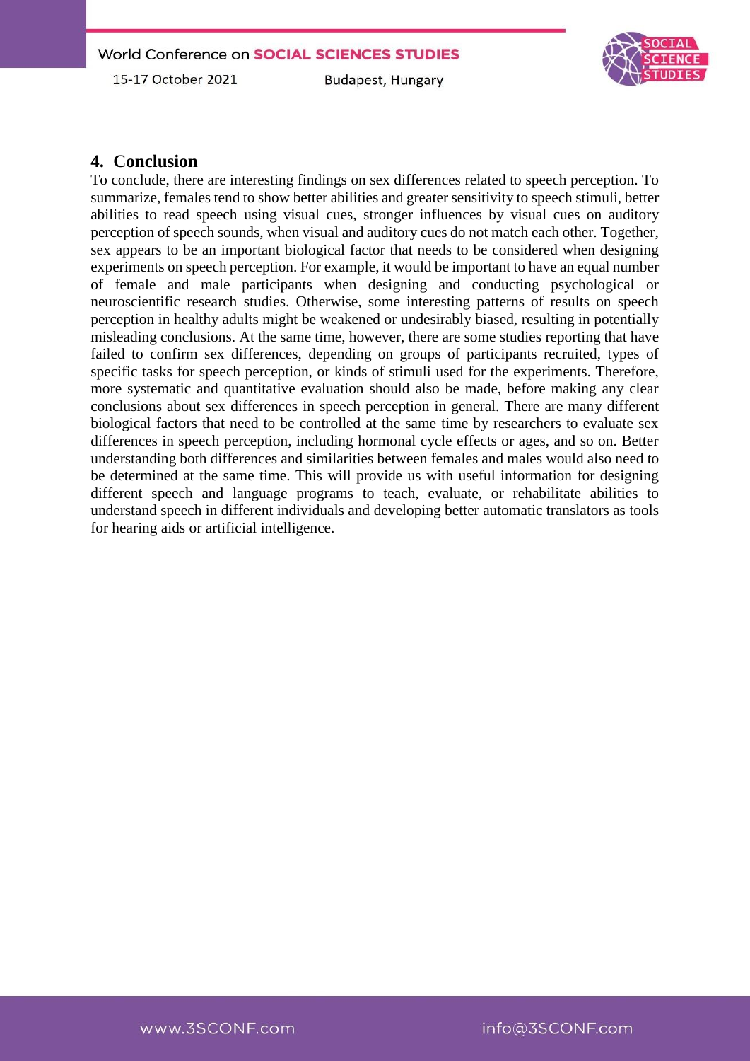## 4. Conclusion

To conclude, there are interesting findings on sex differences related to speech perception. To summarize, females tend to show better abilities and greater sensitivity to speech stimuli, better abilities to read speech using visual cues, stronger influences by visual cues on auditory perception of speech sounds, when visual and auditory cues do not match each other. Together, sex appears to be an important biological factor that needs to be considered when designing experiments on speech perception. For example, it would be important to have an equal number of female and male participants when designing and conducting psychological or neuroscientific research studies. Otherwise, some interesting patterns of results on speech perception in healthy adults might be weakened or undesirably biased, resulting in potentially misleading conclusions. At the same time, however, there are some studies reporting that have failed to confirm sex differences, depending on groups of participants recruited, types of specific tasks for speech perception, or kinds of stimuli used for the experiments. Therefore, more systematic and quantitative evaluation should also be made, before making any clear conclusions about sex differences in speech perception in general. There are many different biological factors that need to be controlled at the same time by researchers to evaluate sex differences in speech perception, including hormonal cycle effects or ages, and so on. Better understanding both differences and similarities between females and males would also need to be determined at the same time. This will provide us with useful information for designing different speech and language programs to teach, evaluate, or rehabilitate abilities to understand speech in different individuals and developing better automatic translators as tools for hearing aids or artificial intelligence.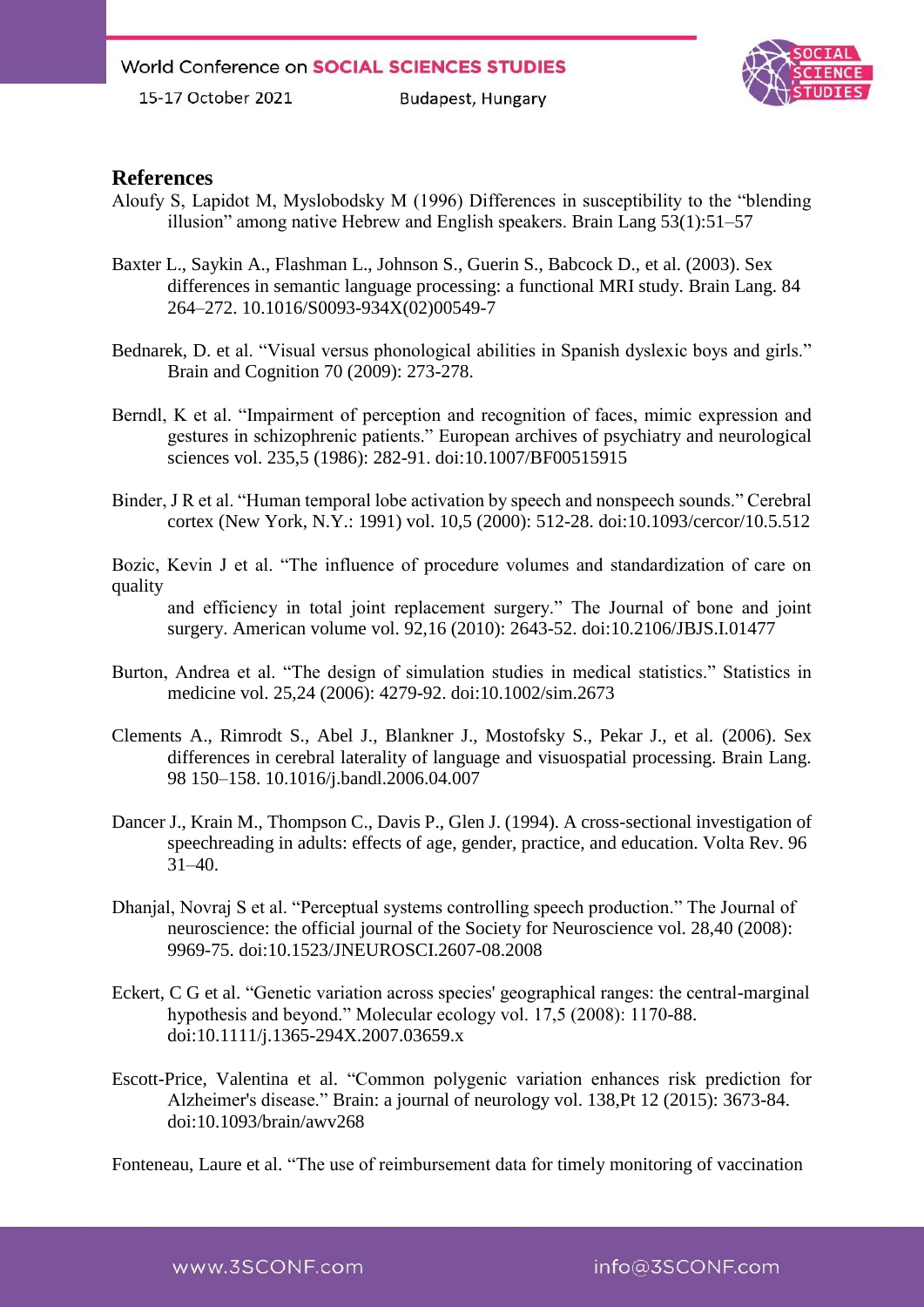## References

Aloufy S, Lapidot M, Myslobodsky M (1996) Differences in susceptibility to the "blending illusion" among native Hebrew and English speakers. Brain Lang 53(1):51–57

Baxter L., Saykin A., Flashman L., Johnson S., Guerin S., Babcock D., et al. (2003). Sex differences in semantic language processing: a functional MRI study. Brain Lang. 84 264–272. 10.1016/S0093-934X(02)00549-7

Bednarek, D. et al. "Visual versus phonological abilities in Spanish dyslexic boys and girls." Brain and Cognition 70 (2009): 273-278.

Berndl, K et al. "Impairment of perception and recognition of faces, mimic expression and gestures in schizophrenic patients." European archives of psychiatry and neurological sciences vol. 235,5 (1986): 282-91. doi:10.1007/BF00515915

Binder, J R et al. "Human temporal lobe activation by speech and nonspeech sounds." Cerebral cortex (New York, N.Y.: 1991) vol. 10,5 (2000): 512-28. doi:10.1093/cercor/10.5.512

Bozic, Kevin J et al. "The influence of procedure volumes and standardization of care on quality and efficiency in total joint replacement surgery." The Journal of bone and joint surgery. American volume vol. 92,16 (2010): 2643-52. doi:10.2106/JBJS.I.01477

Burton, Andrea et al. "The design of simulation studies in medical statistics." Statistics in medicine vol. 25,24 (2006): 4279-92. doi:10.1002/sim.2673

Clements A., Rimrodt S., Abel J., Blankner J., Mostofsky S., Pekar J., et al. (2006). Sex differences in cerebral laterality of language and visuospatial processing. Brain Lang. 98 150–158. 10.1016/j.bandl.2006.04.007

Dancer J., Krain M., Thompson C., Davis P., Glen J. (1994). A cross-sectional investigation of speechreading in adults: effects of age, gender, practice, and education. Volta Rev. 96 31–40.

Dhanjal, Novraj S et al. "Perceptual systems controlling speech production." The Journal of neuroscience: the official journal of the Society for Neuroscience vol. 28,40 (2008): 9969-75. doi:10.1523/JNEUROSCI.2607-08.2008

Eckert, C G et al. "Genetic variation across species' geographical ranges: the central-marginal hypothesis and beyond." Molecular ecology vol. 17,5 (2008): 1170-88. doi:10.1111/j.1365-294X.2007.03659.x

Escott-Price, Valentina et al. "Common polygenic variation enhances risk prediction for Alzheimer's disease." Brain: a journal of neurology vol. 138,Pt 12 (2015): 3673-84. doi:10.1093/brain/awv268

Fonteneau, Laure et al. "The use of reimbursement data for timely monitoring of vaccination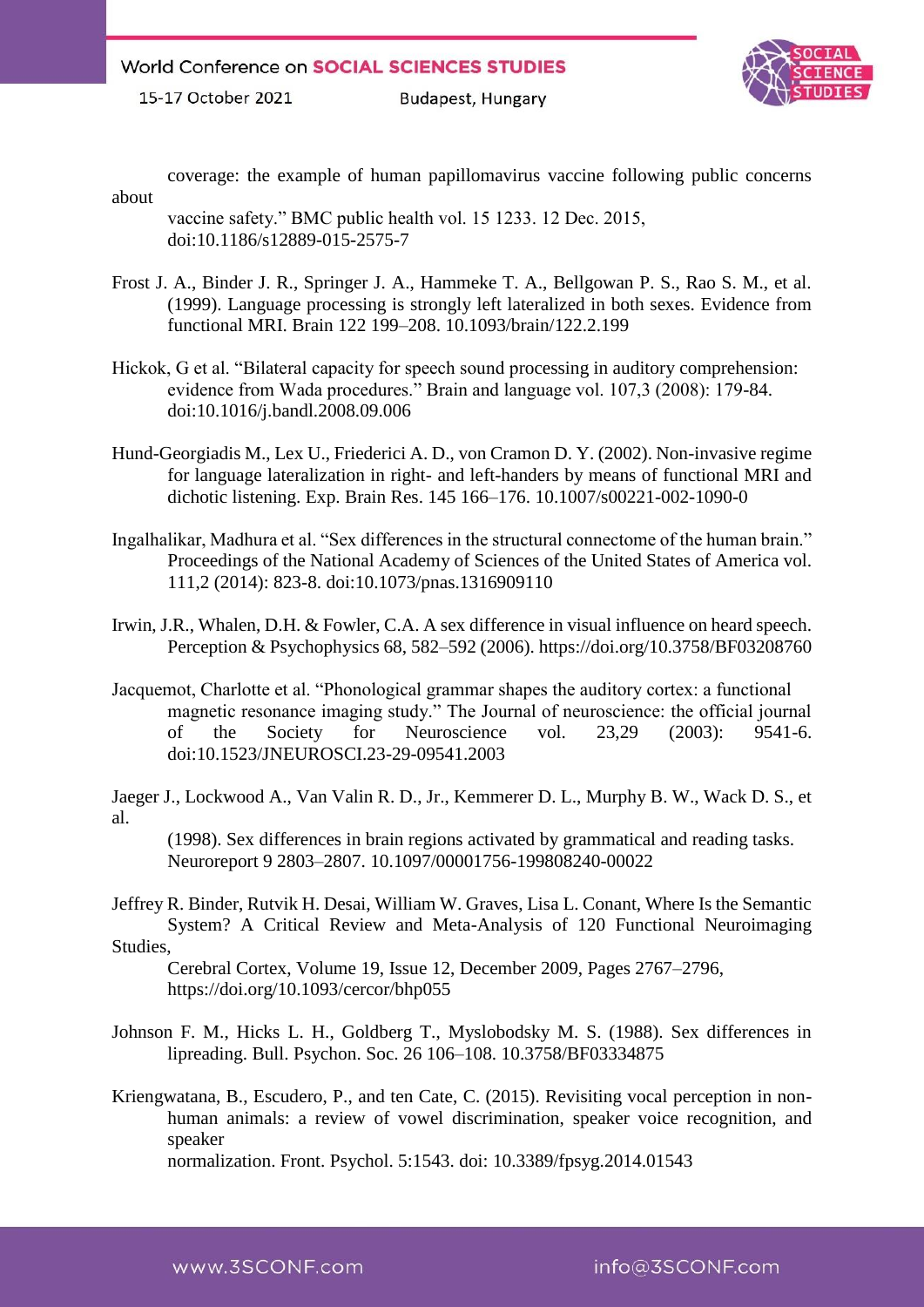coverage: the example of human papillomavirus vaccine following public concerns about vaccine safety." BMC public health vol. 15 1233. 12 Dec. 2015, doi:10.1186/s12889-015-2575-7

Frost J. A., Binder J. R., Springer J. A., Hammeke T. A., Bellgowan P. S., Rao S. M., et al. (1999). Language processing is strongly left lateralized in both sexes. Evidence from functional MRI. Brain 122 199–208. 10.1093/brain/122.2.199

Hickok, G et al. "Bilateral capacity for speech sound processing in auditory comprehension: evidence from Wada procedures." Brain and language vol. 107,3 (2008): 179-84. doi:10.1016/j.bandl.2008.09.006

Hund-Georgiadis M., Lex U., Friederici A. D., von Cramon D. Y. (2002). Non-invasive regime for language lateralization in right- and left-handers by means of functional MRI and dichotic listening. Exp. Brain Res. 145 166–176. 10.1007/s00221-002-1090-0

Ingalhalikar, Madhura et al. "Sex differences in the structural connectome of the human brain." Proceedings of the National Academy of Sciences of the United States of America vol. 111,2 (2014): 823-8. doi:10.1073/pnas.1316909110

Irwin, J.R., Whalen, D.H. & Fowler, C.A. A sex difference in visual influence on heard speech. Perception & Psychophysics 68, 582–592 (2006). https://doi.org/10.3758/BF03208760

Jacquemot, Charlotte et al. "Phonological grammar shapes the auditory cortex: a functional magnetic resonance imaging study." The Journal of neuroscience: the official journal of the Society for Neuroscience vol. 23,29 (2003): 9541-6. doi:10.1523/JNEUROSCI.23-29-09541.2003

Jaeger J., Lockwood A., Van Valin R. D., Jr., Kemmerer D. L., Murphy B. W., Wack D. S., et al. (1998). Sex differences in brain regions activated by grammatical and reading tasks. Neuroreport 9 2803–2807. 10.1097/00001756-199808240-00022

Jeffrey R. Binder, Rutvik H. Desai, William W. Graves, Lisa L. Conant, Where Is the Semantic System? A Critical Review and Meta-Analysis of 120 Functional Neuroimaging Studies, Cerebral Cortex, Volume 19, Issue 12, December 2009, Pages 2767–2796, https://doi.org/10.1093/cercor/bhp055

Johnson F. M., Hicks L. H., Goldberg T., Myslobodsky M. S. (1988). Sex differences in lipreading. Bull. Psychon. Soc. 26 106–108. 10.3758/BF03334875

Kriengwatana, B., Escudero, P., and ten Cate, C. (2015). Revisiting vocal perception in non-human animals: a review of vowel discrimination, speaker voice recognition, and speaker normalization. Front. Psychol. 5:1543. doi: 10.3389/fpsyg.2014.01543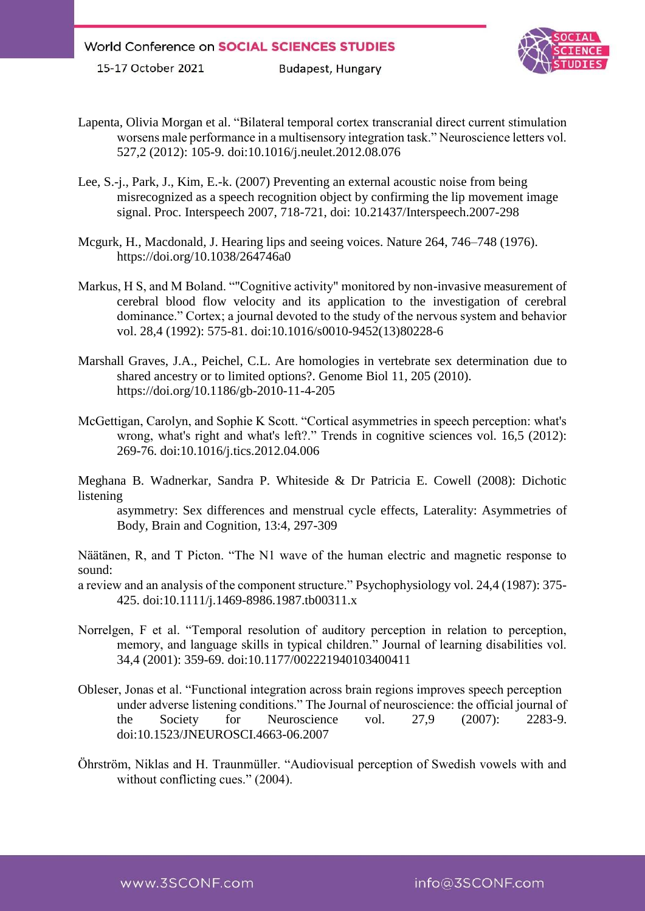Lapenta, Olivia Morgan et al. "Bilateral temporal cortex transcranial direct current stimulation worsens male performance in a multisensory integration task." Neuroscience letters vol. 527,2 (2012): 105-9. doi:10.1016/j.neulet.2012.08.076

Lee, S.-j., Park, J., Kim, E.-k. (2007) Preventing an external acoustic noise from being misrecognized as a speech recognition object by confirming the lip movement image signal. Proc. Interspeech 2007, 718-721, doi: 10.21437/Interspeech.2007-298

Mcgurk, H., Macdonald, J. Hearing lips and seeing voices. Nature 264, 746–748 (1976). https://doi.org/10.1038/264746a0

Markus, H S, and M Boland. ""Cognitive activity" monitored by non-invasive measurement of cerebral blood flow velocity and its application to the investigation of cerebral dominance." Cortex; a journal devoted to the study of the nervous system and behavior vol. 28,4 (1992): 575-81. doi:10.1016/s0010-9452(13)80228-6

Marshall Graves, J.A., Peichel, C.L. Are homologies in vertebrate sex determination due to shared ancestry or to limited options?. Genome Biol 11, 205 (2010). https://doi.org/10.1186/gb-2010-11-4-205

McGettigan, Carolyn, and Sophie K Scott. "Cortical asymmetries in speech perception: what's wrong, what's right and what's left?." Trends in cognitive sciences vol. 16,5 (2012): 269-76. doi:10.1016/j.tics.2012.04.006

Meghana B. Wadnerkar, Sandra P. Whiteside & Dr Patricia E. Cowell (2008): Dichotic listening asymmetry: Sex differences and menstrual cycle effects, Laterality: Asymmetries of Body, Brain and Cognition, 13:4, 297-309

Näätänen, R, and T Picton. "The N1 wave of the human electric and magnetic response to sound: a review and an analysis of the component structure." Psychophysiology vol. 24,4 (1987): 375-425. doi:10.1111/j.1469-8986.1987.tb00311.x

Norrelgen, F et al. "Temporal resolution of auditory perception in relation to perception, memory, and language skills in typical children." Journal of learning disabilities vol. 34,4 (2001): 359-69. doi:10.1177/002221940103400411

Obleser, Jonas et al. "Functional integration across brain regions improves speech perception under adverse listening conditions." The Journal of neuroscience: the official journal of the Society for Neuroscience vol. 27,9 (2007): 2283-9. doi:10.1523/JNEUROSCI.4663-06.2007

Öhrström, Niklas and H. Traunmüller. "Audiovisual perception of Swedish vowels with and without conflicting cues." (2004).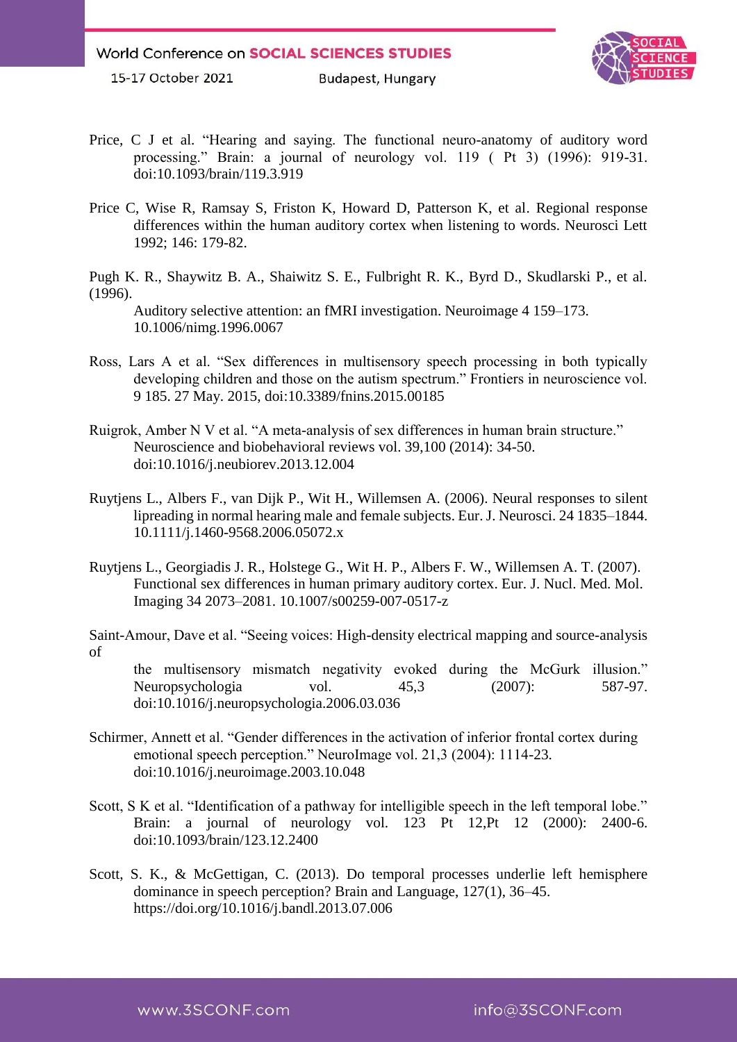Price, C J et al. "Hearing and saying. The functional neuro-anatomy of auditory word processing." Brain: a journal of neurology vol. 119 ( Pt 3) (1996): 919-31. doi:10.1093/brain/119.3.919

Price C, Wise R, Ramsay S, Friston K, Howard D, Patterson K, et al. Regional response differences within the human auditory cortex when listening to words. Neurosci Lett 1992; 146: 179-82.

Pugh K. R., Shaywitz B. A., Shaiwitz S. E., Fulbright R. K., Byrd D., Skudlarski P., et al. (1996).
Auditory selective attention: an fMRI investigation. Neuroimage 4 159–173. 10.1006/nimg.1996.0067

Ross, Lars A et al. "Sex differences in multisensory speech processing in both typically developing children and those on the autism spectrum." Frontiers in neuroscience vol. 9 185. 27 May. 2015, doi:10.3389/fnins.2015.00185

Ruigrok, Amber N V et al. "A meta-analysis of sex differences in human brain structure." Neuroscience and biobehavioral reviews vol. 39,100 (2014): 34-50. doi:10.1016/j.neubiorev.2013.12.004

Ruytjens L., Albers F., van Dijk P., Wit H., Willemsen A. (2006). Neural responses to silent lipreading in normal hearing male and female subjects. Eur. J. Neurosci. 24 1835–1844. 10.1111/j.1460-9568.2006.05072.x

Ruytjens L., Georgiadis J. R., Holstege G., Wit H. P., Albers F. W., Willemsen A. T. (2007). Functional sex differences in human primary auditory cortex. Eur. J. Nucl. Med. Mol. Imaging 34 2073–2081. 10.1007/s00259-007-0517-z

Saint-Amour, Dave et al. "Seeing voices: High-density electrical mapping and source-analysis of
the multisensory mismatch negativity evoked during the McGurk illusion." Neuropsychologia vol. 45,3 (2007): 587-97. doi:10.1016/j.neuropsychologia.2006.03.036

Schirmer, Annett et al. "Gender differences in the activation of inferior frontal cortex during emotional speech perception." NeuroImage vol. 21,3 (2004): 1114-23. doi:10.1016/j.neuroimage.2003.10.048

Scott, S K et al. "Identification of a pathway for intelligible speech in the left temporal lobe." Brain: a journal of neurology vol. 123 Pt 12,Pt 12 (2000): 2400-6. doi:10.1093/brain/123.12.2400

Scott, S. K., & McGettigan, C. (2013). Do temporal processes underlie left hemisphere dominance in speech perception? Brain and Language, 127(1), 36–45. https://doi.org/10.1016/j.bandl.2013.07.006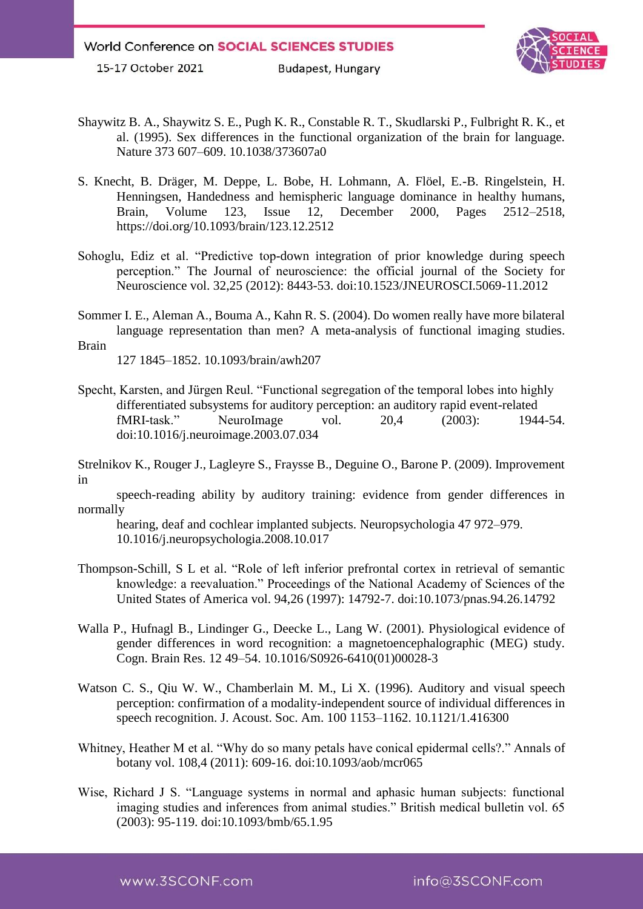Shaywitz B. A., Shaywitz S. E., Pugh K. R., Constable R. T., Skudlarski P., Fulbright R. K., et al. (1995). Sex differences in the functional organization of the brain for language. Nature 373 607–609. 10.1038/373607a0

S. Knecht, B. Dräger, M. Deppe, L. Bobe, H. Lohmann, A. Flöel, E.-B. Ringelstein, H. Henningsen, Handedness and hemispheric language dominance in healthy humans, Brain, Volume 123, Issue 12, December 2000, Pages 2512–2518, https://doi.org/10.1093/brain/123.12.2512

Sohoglu, Ediz et al. "Predictive top-down integration of prior knowledge during speech perception." The Journal of neuroscience: the official journal of the Society for Neuroscience vol. 32,25 (2012): 8443-53. doi:10.1523/JNEUROSCI.5069-11.2012

Sommer I. E., Aleman A., Bouma A., Kahn R. S. (2004). Do women really have more bilateral language representation than men? A meta-analysis of functional imaging studies. Brain 127 1845–1852. 10.1093/brain/awh207

Specht, Karsten, and Jürgen Reul. "Functional segregation of the temporal lobes into highly differentiated subsystems for auditory perception: an auditory rapid event-related fMRI-task." NeuroImage vol. 20,4 (2003): 1944-54. doi:10.1016/j.neuroimage.2003.07.034

Strelnikov K., Rouger J., Lagleyre S., Fraysse B., Deguine O., Barone P. (2009). Improvement in speech-reading ability by auditory training: evidence from gender differences in normally hearing, deaf and cochlear implanted subjects. Neuropsychologia 47 972–979. 10.1016/j.neuropsychologia.2008.10.017

Thompson-Schill, S L et al. "Role of left inferior prefrontal cortex in retrieval of semantic knowledge: a reevaluation." Proceedings of the National Academy of Sciences of the United States of America vol. 94,26 (1997): 14792-7. doi:10.1073/pnas.94.26.14792

Walla P., Hufnagl B., Lindinger G., Deecke L., Lang W. (2001). Physiological evidence of gender differences in word recognition: a magnetoencephalographic (MEG) study. Cogn. Brain Res. 12 49–54. 10.1016/S0926-6410(01)00028-3

Watson C. S., Qiu W. W., Chamberlain M. M., Li X. (1996). Auditory and visual speech perception: confirmation of a modality-independent source of individual differences in speech recognition. J. Acoust. Soc. Am. 100 1153–1162. 10.1121/1.416300

Whitney, Heather M et al. "Why do so many petals have conical epidermal cells?." Annals of botany vol. 108,4 (2011): 609-16. doi:10.1093/aob/mcr065

Wise, Richard J S. "Language systems in normal and aphasic human subjects: functional imaging studies and inferences from animal studies." British medical bulletin vol. 65 (2003): 95-119. doi:10.1093/bmb/65.1.95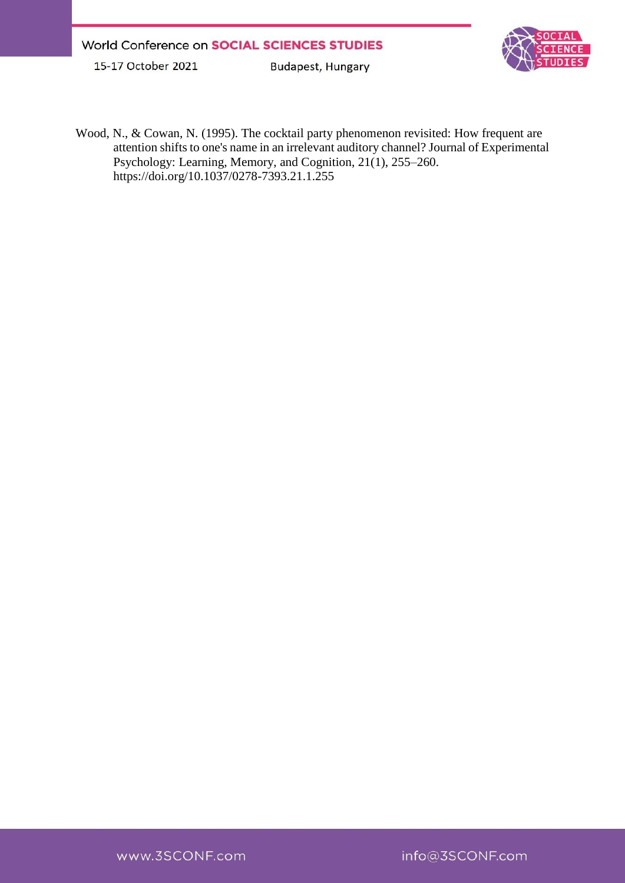Wood, N., & Cowan, N. (1995). The cocktail party phenomenon revisited: How frequent are attention shifts to one's name in an irrelevant auditory channel? Journal of Experimental Psychology: Learning, Memory, and Cognition, 21(1), 255–260. https://doi.org/10.1037/0278-7393.21.1.255